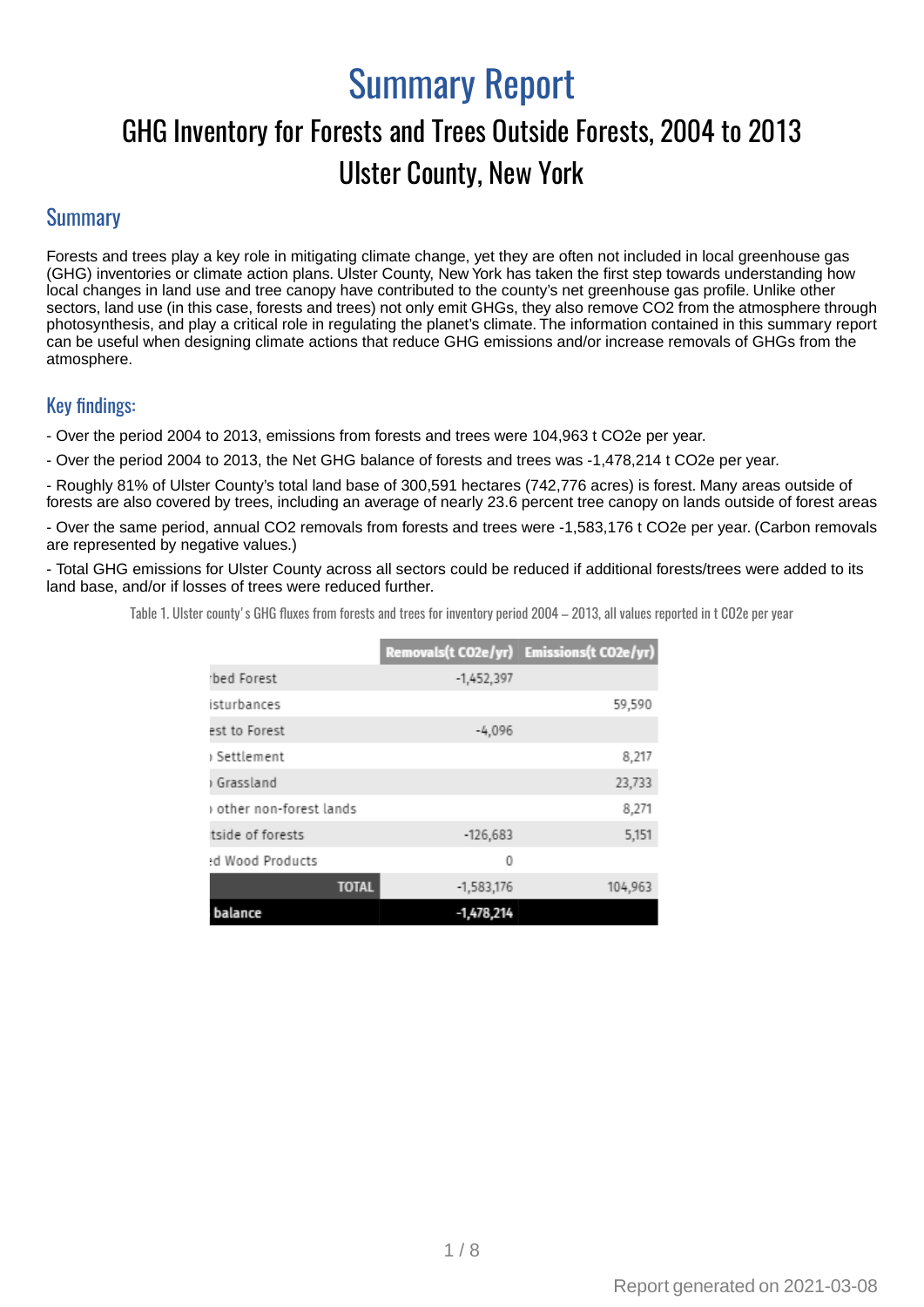# Summary Report

## GHG Inventory for Forests and Trees Outside Forests, 2004 to 2013

## Ulster County, New York

## Summary

Forests and trees play a key role in mitigating climate change, yet they are often not included in local greenhouse gas (GHG) inventories or climate action plans. Ulster County, New York has taken the first step towards understanding how local changes in land use and tree canopy have contributed to the county's net greenhouse gas profile. Unlike other sectors, land use (in this case, forests and trees) not only emit GHGs, they also remove CO2 from the atmosphere through photosynthesis, and play a critical role in regulating the planet's climate. The information contained in this summary report can be useful when designing climate actions that reduce GHG emissions and/or increase removals of GHGs from the atmosphere.

## Key findings:

- Over the period 2004 to 2013, emissions from forests and trees were 104,963 t CO2e per year.

- Over the period 2004 to 2013, the Net GHG balance of forests and trees was -1,478,214 t CO2e per year.

- Roughly 81% of Ulster County's total land base of 300,591 hectares (742,776 acres) is forest. Many areas outside of forests are also covered by trees, including an average of nearly 23.6 percent tree canopy on lands outside of forest areas

- Over the same period, annual CO2 removals from forests and trees were -1,583,176 t CO2e per year. (Carbon removals are represented by negative values.)

- Total GHG emissions for Ulster County across all sectors could be reduced if additional forests/trees were added to its land base, and/or if losses of trees were reduced further.

Table 1. Ulster county's GHG fluxes from forests and trees for inventory period 2004 – 2013, all values reported in t CO2e per year

| | Removals(t CO2e/yr) | Emissions(t CO2e/yr) |
|---|---|---|
| ·bed Forest | -1,452,397 | |
| isturbances | | 59,590 |
| est to Forest | -4,096 | |
| › Settlement | | 8,217 |
| › Grassland | | 23,733 |
| › other non-forest lands | | 8,271 |
| tside of forests | -126,683 | 5,151 |
| :d Wood Products | 0 | |
| **TOTAL** | -1,583,176 | 104,963 |
| **balance** | **-1,478,214** | |

Report generated on 2021-03-08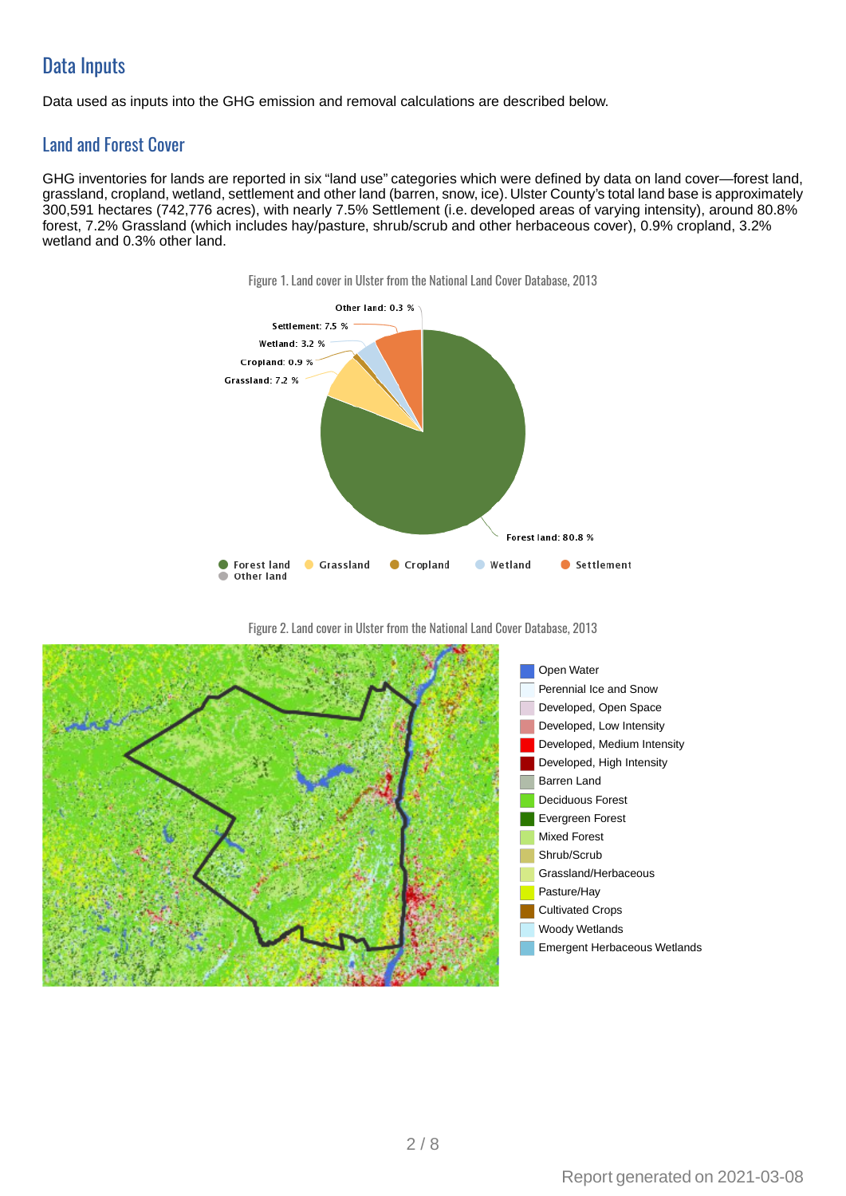## Data Inputs

Data used as inputs into the GHG emission and removal calculations are described below.

### Land and Forest Cover

GHG inventories for lands are reported in six "land use" categories which were defined by data on land cover—forest land, grassland, cropland, wetland, settlement and other land (barren, snow, ice). Ulster County's total land base is approximately 300,591 hectares (742,776 acres), with nearly 7.5% Settlement (i.e. developed areas of varying intensity), around 80.8% forest, 7.2% Grassland (which includes hay/pasture, shrub/scrub and other herbaceous cover), 0.9% cropland, 3.2% wetland and 0.3% other land.

Figure 1. Land cover in Ulster from the National Land Cover Database, 2013

Other land: 0.3 %
Settlement: 7.5 %
Wetland: 3.2 %
Cropland: 0.9 %
Grassland: 7.2 %
Forest land: 80.8 %

Forest land · Grassland · Cropland · Wetland · Settlement · Other land

Figure 2. Land cover in Ulster from the National Land Cover Database, 2013

- Open Water
- Perennial Ice and Snow
- Developed, Open Space
- Developed, Low Intensity
- Developed, Medium Intensity
- Developed, High Intensity
- Barren Land
- Deciduous Forest
- Evergreen Forest
- Mixed Forest
- Shrub/Scrub
- Grassland/Herbaceous
- Pasture/Hay
- Cultivated Crops
- Woody Wetlands
- Emergent Herbaceous Wetlands

Report generated on 2021-03-08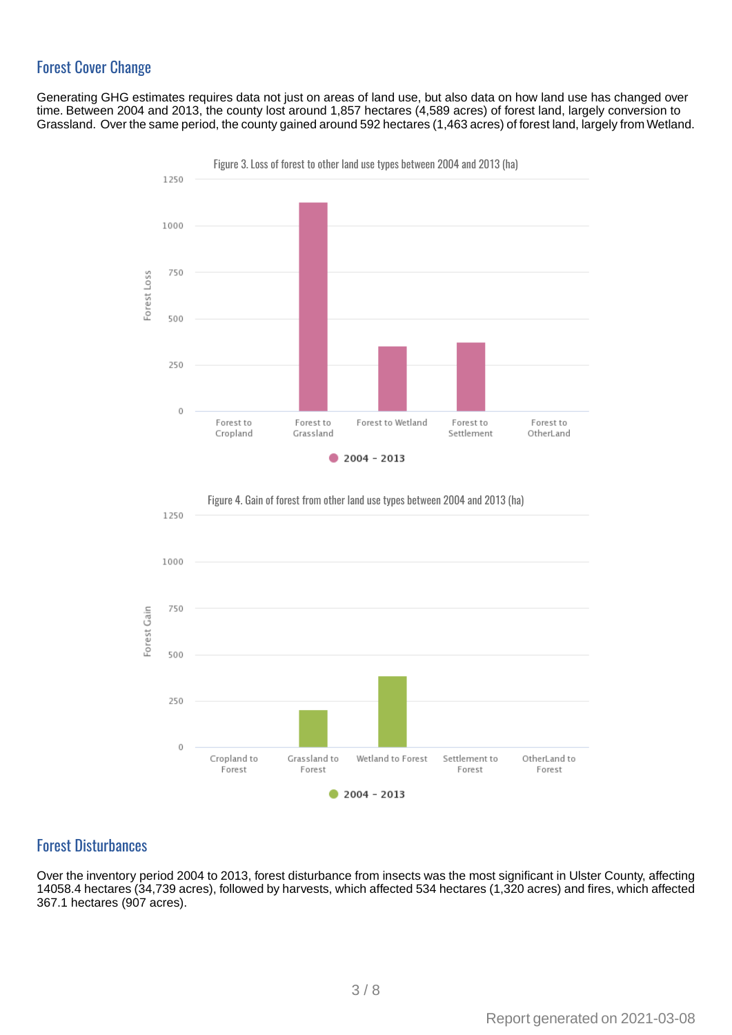## Forest Cover Change

Generating GHG estimates requires data not just on areas of land use, but also data on how land use has changed over time. Between 2004 and 2013, the county lost around 1,857 hectares (4,589 acres) of forest land, largely conversion to Grassland. Over the same period, the county gained around 592 hectares (1,463 acres) of forest land, largely from Wetland.

Figure 3. Loss of forest to other land use types between 2004 and 2013 (ha)

Figure 4. Gain of forest from other land use types between 2004 and 2013 (ha)

## Forest Disturbances

Over the inventory period 2004 to 2013, forest disturbance from insects was the most significant in Ulster County, affecting 14058.4 hectares (34,739 acres), followed by harvests, which affected 534 hectares (1,320 acres) and fires, which affected 367.1 hectares (907 acres).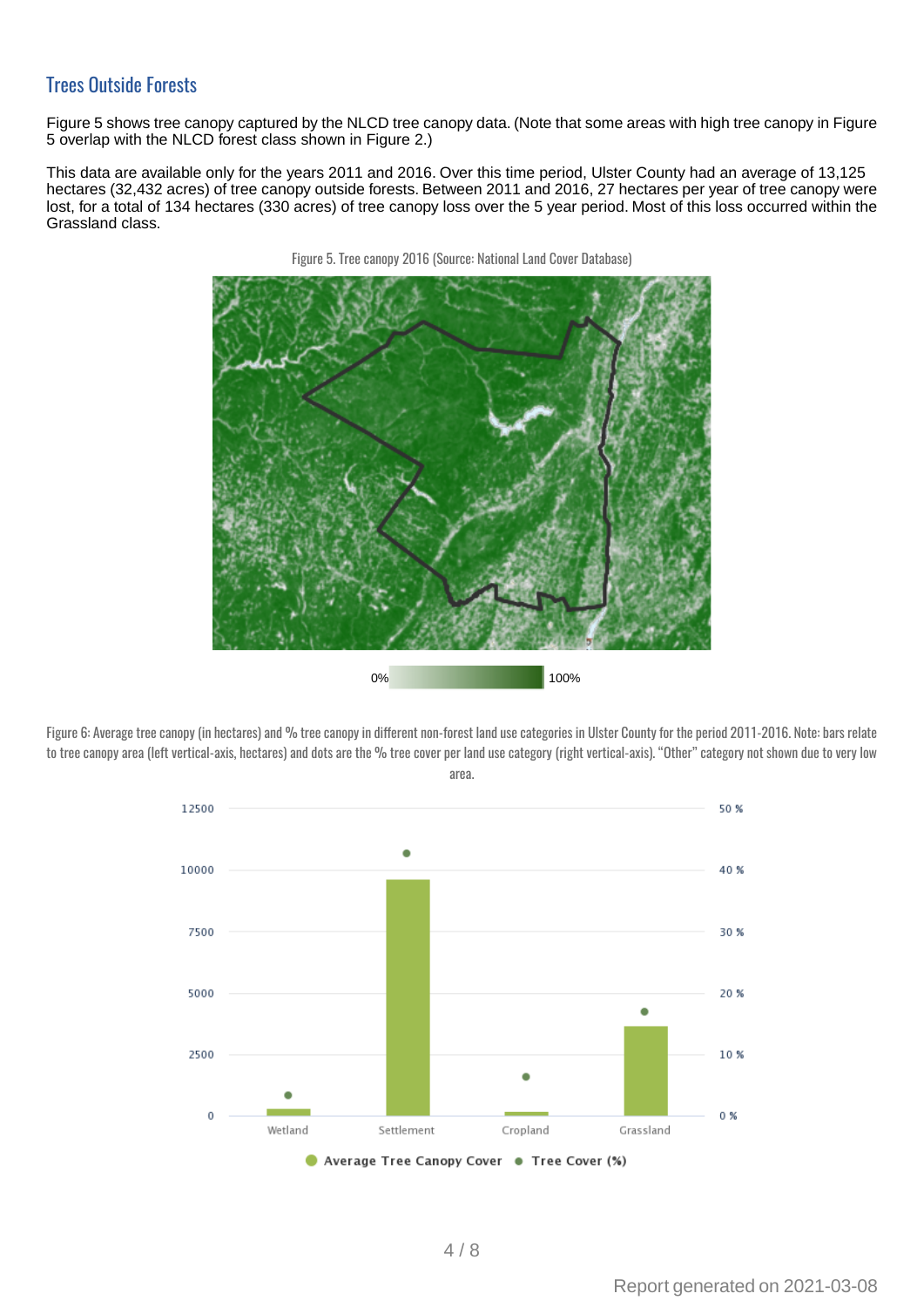## Trees Outside Forests

Figure 5 shows tree canopy captured by the NLCD tree canopy data. (Note that some areas with high tree canopy in Figure 5 overlap with the NLCD forest class shown in Figure 2.)

This data are available only for the years 2011 and 2016. Over this time period, Ulster County had an average of 13,125 hectares (32,432 acres) of tree canopy outside forests. Between 2011 and 2016, 27 hectares per year of tree canopy were lost, for a total of 134 hectares (330 acres) of tree canopy loss over the 5 year period. Most of this loss occurred within the Grassland class.

Figure 5. Tree canopy 2016 (Source: National Land Cover Database)

Figure 6: Average tree canopy (in hectares) and % tree canopy in different non-forest land use categories in Ulster County for the period 2011-2016. Note: bars relate to tree canopy area (left vertical-axis, hectares) and dots are the % tree cover per land use category (right vertical-axis). "Other" category not shown due to very low area.

Report generated on 2021-03-08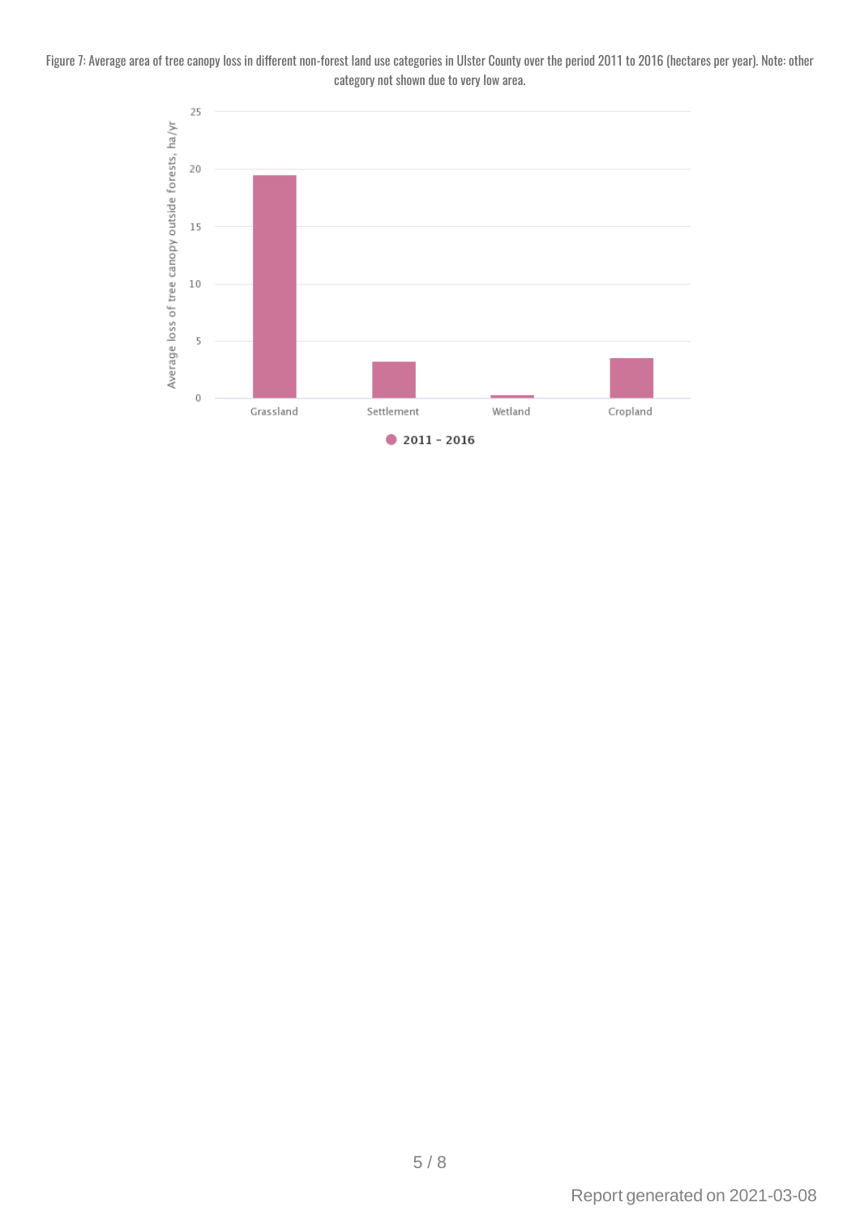Figure 7: Average area of tree canopy loss in different non-forest land use categories in Ulster County over the period 2011 to 2016 (hectares per year). Note: other category not shown due to very low area.

| Land use category | 2011 - 2016 (Average loss of tree canopy outside forests, ha/yr) |
| --- | --- |
| Grassland | ~19.5 |
| Settlement | ~3.2 |
| Wetland | ~0.3 |
| Cropland | ~3.5 |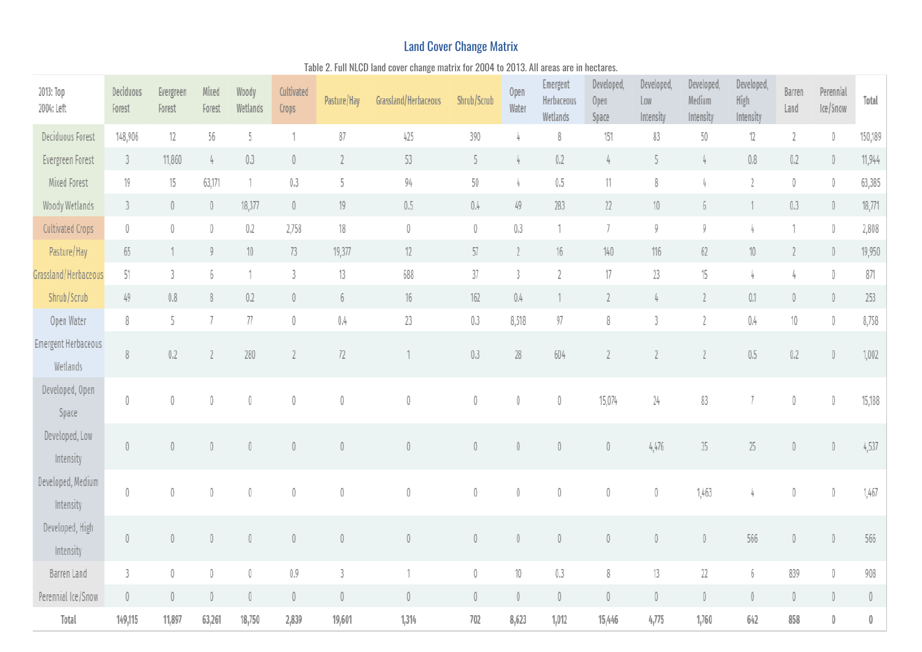## Land Cover Change Matrix

Table 2. Full NLCD land cover change matrix for 2004 to 2013. All areas are in hectares.

| 2013: Top 2004: Left | Deciduous Forest | Evergreen Forest | Mixed Forest | Woody Wetlands | Cultivated Crops | Pasture/Hay | Grassland/Herbaceous | Shrub/Scrub | Open Water | Emergent Herbaceous Wetlands | Developed, Open Space | Developed, Low Intensity | Developed, Medium Intensity | Developed, High Intensity | Barren Land | Perennial Ice/Snow | Total |
|---|---|---|---|---|---|---|---|---|---|---|---|---|---|---|---|---|---|
| Deciduous Forest | 148,906 | 12 | 56 | 5 | 1 | 87 | 425 | 390 | 4 | 8 | 151 | 83 | 50 | 12 | 2 | 0 | 150,189 |
| Evergreen Forest | 3 | 11,860 | 4 | 0.3 | 0 | 2 | 53 | 5 | 4 | 0.2 | 4 | 5 | 4 | 0.8 | 0.2 | 0 | 11,944 |
| Mixed Forest | 19 | 15 | 63,171 | 1 | 0.3 | 5 | 94 | 50 | 4 | 0.5 | 11 | 8 | 4 | 2 | 0 | 0 | 63,385 |
| Woody Wetlands | 3 | 0 | 0 | 18,377 | 0 | 19 | 0.5 | 0.4 | 49 | 283 | 22 | 10 | 6 | 1 | 0.3 | 0 | 18,771 |
| Cultivated Crops | 0 | 0 | 0 | 0.2 | 2,758 | 18 | 0 | 0 | 0.3 | 1 | 7 | 9 | 9 | 4 | 1 | 0 | 2,808 |
| Pasture/Hay | 65 | 1 | 9 | 10 | 73 | 19,377 | 12 | 57 | 2 | 16 | 140 | 116 | 62 | 10 | 2 | 0 | 19,950 |
| Grassland/Herbaceous | 51 | 3 | 6 | 1 | 3 | 13 | 688 | 37 | 3 | 2 | 17 | 23 | 15 | 4 | 4 | 0 | 871 |
| Shrub/Scrub | 49 | 0.8 | 8 | 0.2 | 0 | 6 | 16 | 162 | 0.4 | 1 | 2 | 4 | 2 | 0.1 | 0 | 0 | 253 |
| Open Water | 8 | 5 | 7 | 77 | 0 | 0.4 | 23 | 0.3 | 8,518 | 97 | 8 | 3 | 2 | 0.4 | 10 | 0 | 8,758 |
| Emergent Herbaceous Wetlands | 8 | 0.2 | 2 | 280 | 2 | 72 | 1 | 0.3 | 28 | 604 | 2 | 2 | 2 | 0.5 | 0.2 | 0 | 1,002 |
| Developed, Open Space | 0 | 0 | 0 | 0 | 0 | 0 | 0 | 0 | 0 | 0 | 15,074 | 24 | 83 | 7 | 0 | 0 | 15,188 |
| Developed, Low Intensity | 0 | 0 | 0 | 0 | 0 | 0 | 0 | 0 | 0 | 0 | 0 | 4,476 | 35 | 25 | 0 | 0 | 4,537 |
| Developed, Medium Intensity | 0 | 0 | 0 | 0 | 0 | 0 | 0 | 0 | 0 | 0 | 0 | 0 | 1,463 | 4 | 0 | 0 | 1,467 |
| Developed, High Intensity | 0 | 0 | 0 | 0 | 0 | 0 | 0 | 0 | 0 | 0 | 0 | 0 | 0 | 566 | 0 | 0 | 566 |
| Barren Land | 3 | 0 | 0 | 0 | 0.9 | 3 | 1 | 0 | 10 | 0.3 | 8 | 13 | 22 | 6 | 839 | 0 | 908 |
| Perennial Ice/Snow | 0 | 0 | 0 | 0 | 0 | 0 | 0 | 0 | 0 | 0 | 0 | 0 | 0 | 0 | 0 | 0 | 0 |
| **Total** | **149,115** | **11,897** | **63,261** | **18,750** | **2,839** | **19,601** | **1,314** | **702** | **8,623** | **1,012** | **15,446** | **4,775** | **1,760** | **642** | **858** | **0** | **0** |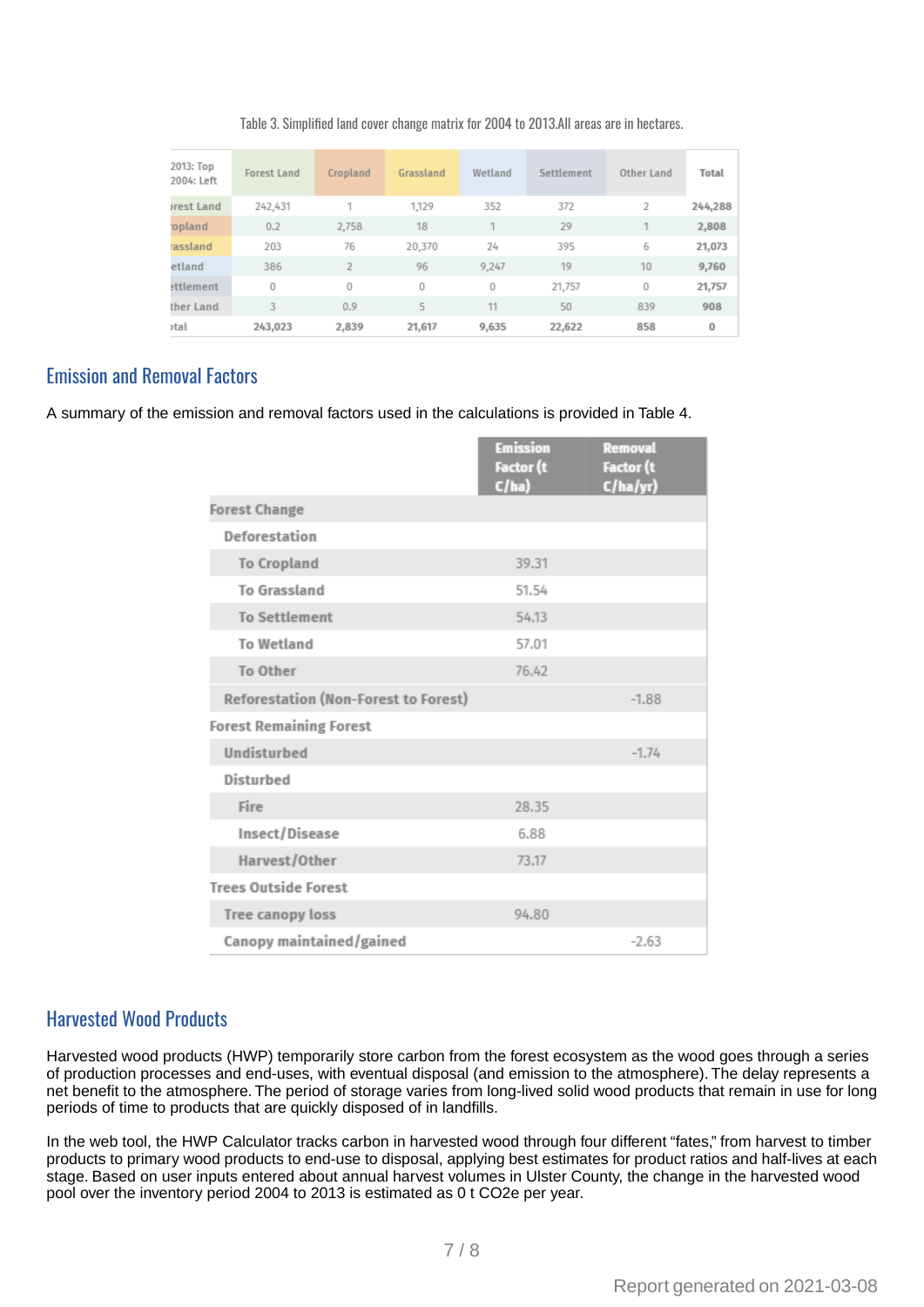Table 3. Simplified land cover change matrix for 2004 to 2013.All areas are in hectares.

| 2013: Top 2004: Left | Forest Land | Cropland | Grassland | Wetland | Settlement | Other Land | Total |
|---|---|---|---|---|---|---|---|
| Forest Land | 242,431 | 1 | 1,129 | 352 | 372 | 2 | 244,288 |
| Cropland | 0.2 | 2,758 | 18 | 1 | 29 | 1 | 2,808 |
| Grassland | 203 | 76 | 20,370 | 24 | 395 | 6 | 21,073 |
| Wetland | 386 | 2 | 96 | 9,247 | 19 | 10 | 9,760 |
| Settlement | 0 | 0 | 0 | 0 | 21,757 | 0 | 21,757 |
| Other Land | 3 | 0.9 | 5 | 11 | 50 | 839 | 908 |
| Total | 243,023 | 2,839 | 21,617 | 9,635 | 22,622 | 858 | 0 |

## Emission and Removal Factors

A summary of the emission and removal factors used in the calculations is provided in Table 4.

| | Emission Factor (t C/ha) | Removal Factor (t C/ha/yr) |
|---|---|---|
| Forest Change | | |
| Deforestation | | |
| To Cropland | 39.31 | |
| To Grassland | 51.54 | |
| To Settlement | 54.13 | |
| To Wetland | 57.01 | |
| To Other | 76.42 | |
| Reforestation (Non-Forest to Forest) | | -1.88 |
| Forest Remaining Forest | | |
| Undisturbed | | -1.74 |
| Disturbed | | |
| Fire | 28.35 | |
| Insect/Disease | 6.88 | |
| Harvest/Other | 73.17 | |
| Trees Outside Forest | | |
| Tree canopy loss | 94.80 | |
| Canopy maintained/gained | | -2.63 |

## Harvested Wood Products

Harvested wood products (HWP) temporarily store carbon from the forest ecosystem as the wood goes through a series of production processes and end-uses, with eventual disposal (and emission to the atmosphere). The delay represents a net benefit to the atmosphere. The period of storage varies from long-lived solid wood products that remain in use for long periods of time to products that are quickly disposed of in landfills.

In the web tool, the HWP Calculator tracks carbon in harvested wood through four different "fates," from harvest to timber products to primary wood products to end-use to disposal, applying best estimates for product ratios and half-lives at each stage. Based on user inputs entered about annual harvest volumes in Ulster County, the change in the harvested wood pool over the inventory period 2004 to 2013 is estimated as 0 t $CO_2e$ per year.

Report generated on 2021-03-08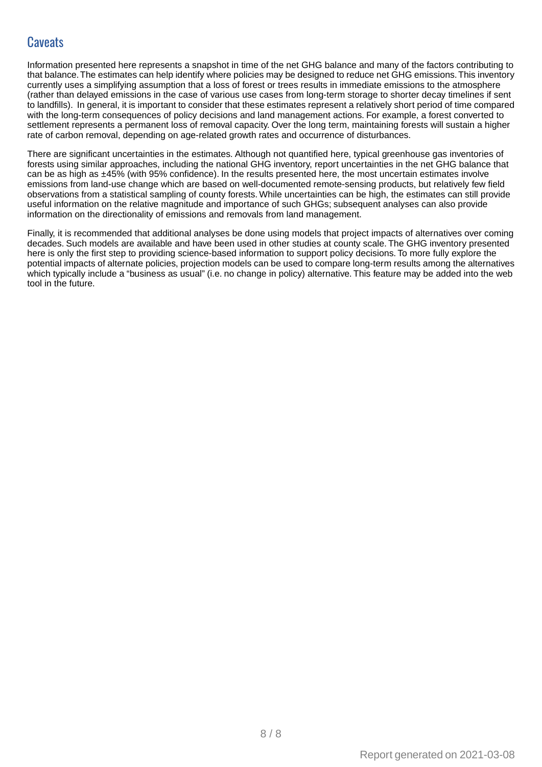## Caveats

Information presented here represents a snapshot in time of the net GHG balance and many of the factors contributing to that balance. The estimates can help identify where policies may be designed to reduce net GHG emissions. This inventory currently uses a simplifying assumption that a loss of forest or trees results in immediate emissions to the atmosphere (rather than delayed emissions in the case of various use cases from long-term storage to shorter decay timelines if sent to landfills). In general, it is important to consider that these estimates represent a relatively short period of time compared with the long-term consequences of policy decisions and land management actions. For example, a forest converted to settlement represents a permanent loss of removal capacity. Over the long term, maintaining forests will sustain a higher rate of carbon removal, depending on age-related growth rates and occurrence of disturbances.

There are significant uncertainties in the estimates. Although not quantified here, typical greenhouse gas inventories of forests using similar approaches, including the national GHG inventory, report uncertainties in the net GHG balance that can be as high as ±45% (with 95% confidence). In the results presented here, the most uncertain estimates involve emissions from land-use change which are based on well-documented remote-sensing products, but relatively few field observations from a statistical sampling of county forests. While uncertainties can be high, the estimates can still provide useful information on the relative magnitude and importance of such GHGs; subsequent analyses can also provide information on the directionality of emissions and removals from land management.

Finally, it is recommended that additional analyses be done using models that project impacts of alternatives over coming decades. Such models are available and have been used in other studies at county scale. The GHG inventory presented here is only the first step to providing science-based information to support policy decisions. To more fully explore the potential impacts of alternate policies, projection models can be used to compare long-term results among the alternatives which typically include a "business as usual" (i.e. no change in policy) alternative. This feature may be added into the web tool in the future.

Report generated on 2021-03-08